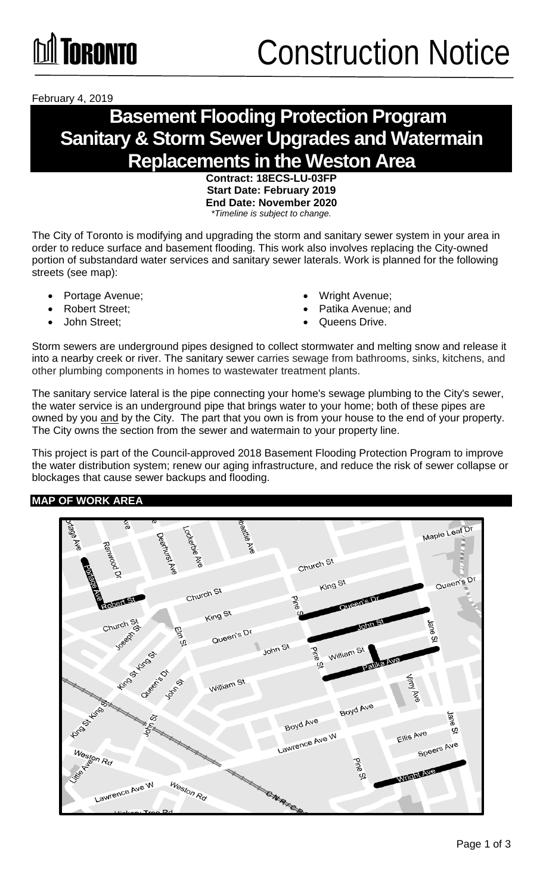TORONTO

# Construction Notice

February 4, 2019

# Basement Flooding Protection Program Sanitary & Storm Sewer Upgrades and Watermain Replacements in the Weston Area

**Contract: 18ECS-LU-03FP**
**Start Date: February 2019**
**End Date: November 2020**
*\*Timeline is subject to change.*

The City of Toronto is modifying and upgrading the storm and sanitary sewer system in your area in order to reduce surface and basement flooding. This work also involves replacing the City-owned portion of substandard water services and sanitary sewer laterals. Work is planned for the following streets (see map):

- Portage Avenue;
- Robert Street;
- John Street;
- Wright Avenue;
- Patika Avenue; and
- Queens Drive.

Storm sewers are underground pipes designed to collect stormwater and melting snow and release it into a nearby creek or river. The sanitary sewer carries sewage from bathrooms, sinks, kitchens, and other plumbing components in homes to wastewater treatment plants.

The sanitary service lateral is the pipe connecting your home's sewage plumbing to the City's sewer, the water service is an underground pipe that brings water to your home; both of these pipes are owned by you <u>and</u> by the City. The part that you own is from your house to the end of your property. The City owns the section from the sewer and watermain to your property line.

This project is part of the Council-approved 2018 Basement Flooding Protection Program to improve the water distribution system; renew our aging infrastructure, and reduce the risk of sewer collapse or blockages that cause sewer backups and flooding.

## MAP OF WORK AREA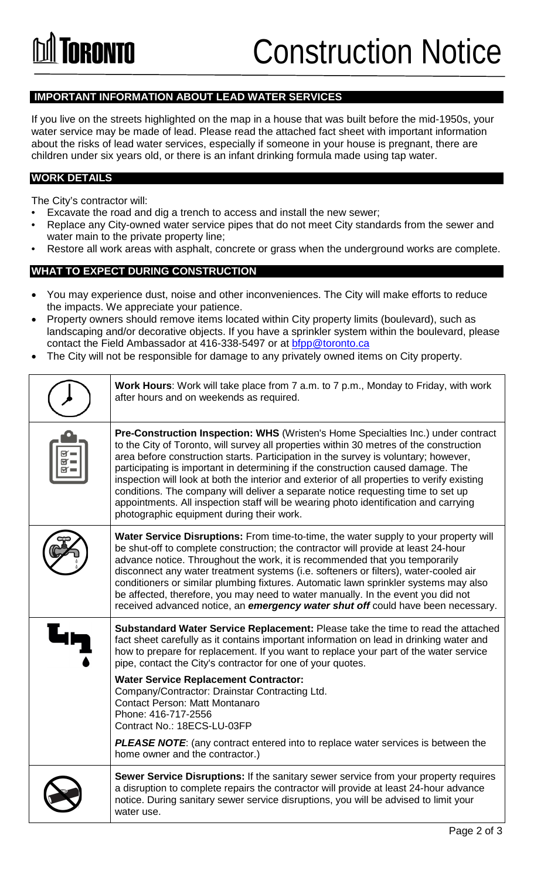# Construction Notice

## IMPORTANT INFORMATION ABOUT LEAD WATER SERVICES

If you live on the streets highlighted on the map in a house that was built before the mid-1950s, your water service may be made of lead. Please read the attached fact sheet with important information about the risks of lead water services, especially if someone in your house is pregnant, there are children under six years old, or there is an infant drinking formula made using tap water.

## WORK DETAILS

The City's contractor will:

- Excavate the road and dig a trench to access and install the new sewer;
- Replace any City-owned water service pipes that do not meet City standards from the sewer and water main to the private property line;
- Restore all work areas with asphalt, concrete or grass when the underground works are complete.

## WHAT TO EXPECT DURING CONSTRUCTION

- You may experience dust, noise and other inconveniences. The City will make efforts to reduce the impacts. We appreciate your patience.
- Property owners should remove items located within City property limits (boulevard), such as landscaping and/or decorative objects. If you have a sprinkler system within the boulevard, please contact the Field Ambassador at 416-338-5497 or at bfpp@toronto.ca
- The City will not be responsible for damage to any privately owned items on City property.

**Work Hours**: Work will take place from 7 a.m. to 7 p.m., Monday to Friday, with work after hours and on weekends as required.

**Pre-Construction Inspection: WHS** (Wristen's Home Specialties Inc.) under contract to the City of Toronto, will survey all properties within 30 metres of the construction area before construction starts. Participation in the survey is voluntary; however, participating is important in determining if the construction caused damage. The inspection will look at both the interior and exterior of all properties to verify existing conditions. The company will deliver a separate notice requesting time to set up appointments. All inspection staff will be wearing photo identification and carrying photographic equipment during their work.

**Water Service Disruptions:** From time-to-time, the water supply to your property will be shut-off to complete construction; the contractor will provide at least 24-hour advance notice. Throughout the work, it is recommended that you temporarily disconnect any water treatment systems (i.e. softeners or filters), water-cooled air conditioners or similar plumbing fixtures. Automatic lawn sprinkler systems may also be affected, therefore, you may need to water manually. In the event you did not received advanced notice, an ***emergency water shut off*** could have been necessary.

**Substandard Water Service Replacement:** Please take the time to read the attached fact sheet carefully as it contains important information on lead in drinking water and how to prepare for replacement. If you want to replace your part of the water service pipe, contact the City's contractor for one of your quotes.

**Water Service Replacement Contractor:**
Company/Contractor: Drainstar Contracting Ltd.
Contact Person: Matt Montanaro
Phone: 416-717-2556
Contract No.: 18ECS-LU-03FP

***PLEASE NOTE***: (any contract entered into to replace water services is between the home owner and the contractor.)

**Sewer Service Disruptions:** If the sanitary sewer service from your property requires a disruption to complete repairs the contractor will provide at least 24-hour advance notice. During sanitary sewer service disruptions, you will be advised to limit your water use.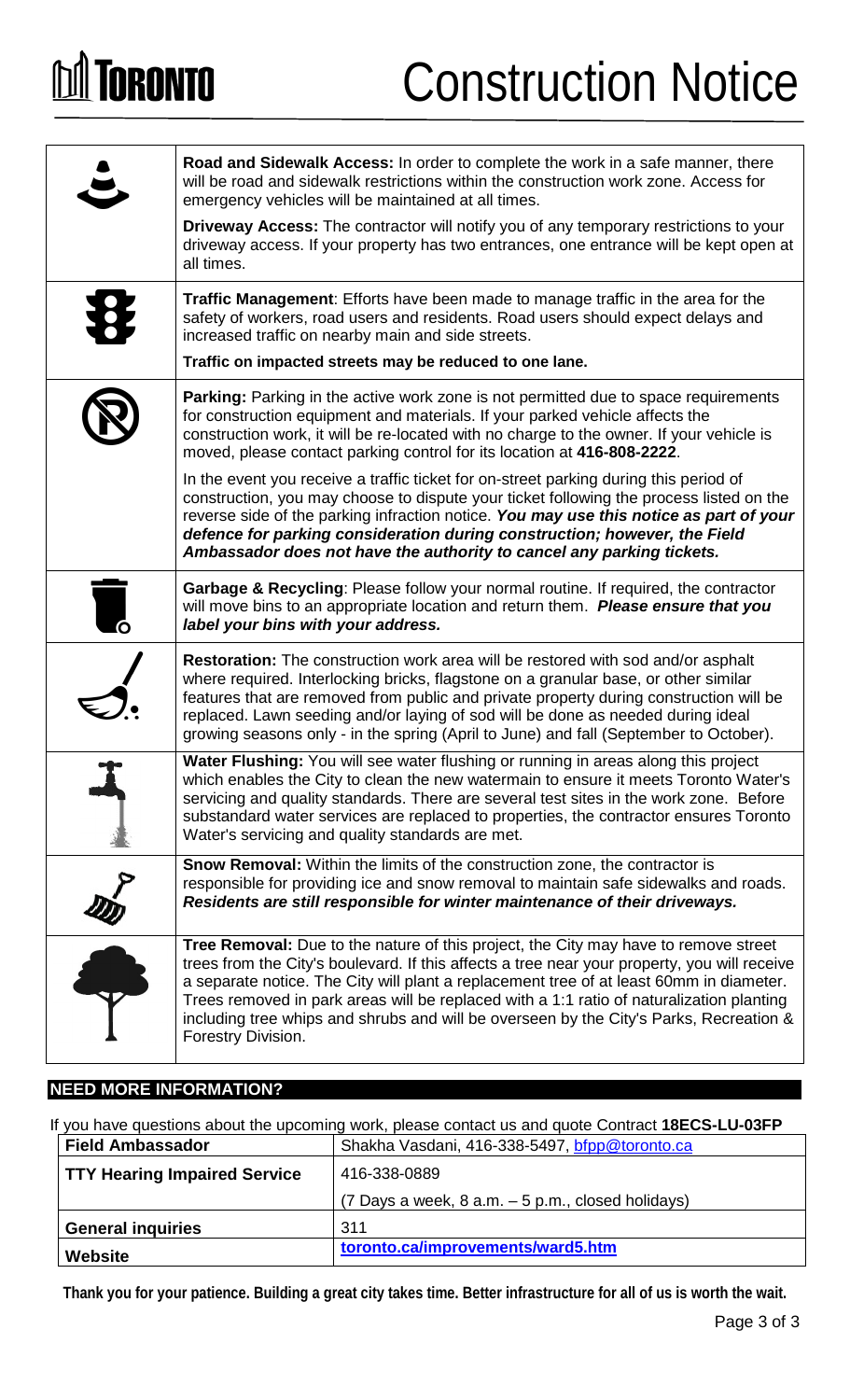# Toronto Construction Notice

**Road and Sidewalk Access:** In order to complete the work in a safe manner, there will be road and sidewalk restrictions within the construction work zone. Access for emergency vehicles will be maintained at all times.

**Driveway Access:** The contractor will notify you of any temporary restrictions to your driveway access. If your property has two entrances, one entrance will be kept open at all times.

**Traffic Management**: Efforts have been made to manage traffic in the area for the safety of workers, road users and residents. Road users should expect delays and increased traffic on nearby main and side streets.

**Traffic on impacted streets may be reduced to one lane.**

**Parking:** Parking in the active work zone is not permitted due to space requirements for construction equipment and materials. If your parked vehicle affects the construction work, it will be re-located with no charge to the owner. If your vehicle is moved, please contact parking control for its location at **416-808-2222**.

In the event you receive a traffic ticket for on-street parking during this period of construction, you may choose to dispute your ticket following the process listed on the reverse side of the parking infraction notice. ***You may use this notice as part of your defence for parking consideration during construction; however, the Field Ambassador does not have the authority to cancel any parking tickets.***

**Garbage & Recycling**: Please follow your normal routine. If required, the contractor will move bins to an appropriate location and return them. ***Please ensure that you label your bins with your address.***

**Restoration:** The construction work area will be restored with sod and/or asphalt where required. Interlocking bricks, flagstone on a granular base, or other similar features that are removed from public and private property during construction will be replaced. Lawn seeding and/or laying of sod will be done as needed during ideal growing seasons only - in the spring (April to June) and fall (September to October).

**Water Flushing:** You will see water flushing or running in areas along this project which enables the City to clean the new watermain to ensure it meets Toronto Water's servicing and quality standards. There are several test sites in the work zone. Before substandard water services are replaced to properties, the contractor ensures Toronto Water's servicing and quality standards are met.

**Snow Removal:** Within the limits of the construction zone, the contractor is responsible for providing ice and snow removal to maintain safe sidewalks and roads. ***Residents are still responsible for winter maintenance of their driveways.***

**Tree Removal:** Due to the nature of this project, the City may have to remove street trees from the City's boulevard. If this affects a tree near your property, you will receive a separate notice. The City will plant a replacement tree of at least 60mm in diameter. Trees removed in park areas will be replaced with a 1:1 ratio of naturalization planting including tree whips and shrubs and will be overseen by the City's Parks, Recreation & Forestry Division.

## NEED MORE INFORMATION?

If you have questions about the upcoming work, please contact us and quote Contract **18ECS-LU-03FP**

| | |
|---|---|
| **Field Ambassador** | Shakha Vasdani, 416-338-5497, bfpp@toronto.ca |
| **TTY Hearing Impaired Service** | 416-338-0889<br>(7 Days a week, 8 a.m. – 5 p.m., closed holidays) |
| **General inquiries** | 311 |
| **Website** | **toronto.ca/improvements/ward5.htm** |

**Thank you for your patience. Building a great city takes time. Better infrastructure for all of us is worth the wait.**